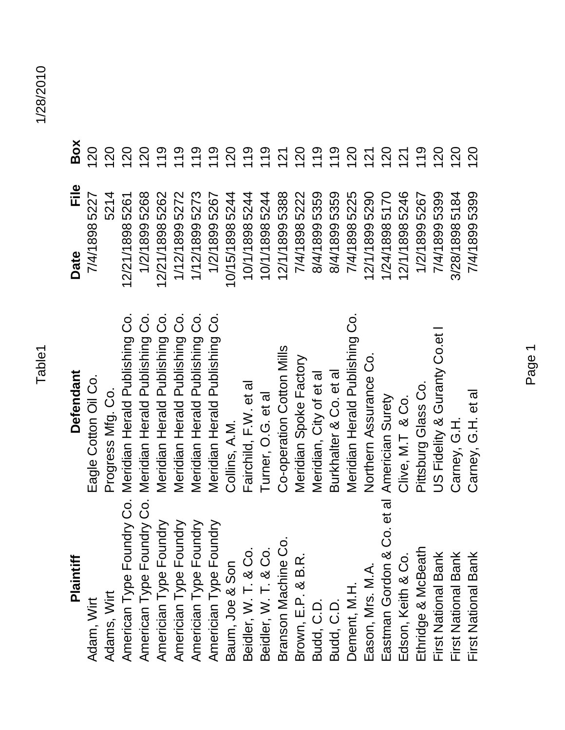| Plaintiff | Defendant | Date | File | Box |
|---|---|---|---|---|
| Adam, Wirt | Eagle Cotton Oil Co. | 7/4/1898 | 5227 | 120 |
| Adams, Wirt | Progress Mfg. Co. | | 5214 | 120 |
| American Type Foundry Co. | Meridian Herald Publishing Co. | 12/21/1898 | 5261 | 120 |
| American Type Foundry Co. | Meridian Herald Publishing Co. | 1/2/1899 | 5268 | 120 |
| Americian Type Foundry | Meridian Herald Publishing Co. | 12/21/1898 | 5262 | 119 |
| Americian Type Foundry | Meridian Herald Publishing Co. | 1/12/1899 | 5272 | 119 |
| Americian Type Foundry | Meridian Herald Publishing Co. | 1/12/1899 | 5273 | 119 |
| Americian Type Foundry | Meridian Herald Publishing Co. | 1/2/1899 | 5267 | 119 |
| Baum, Joe & Son | Collins, A.M. | 10/15/1898 | 5244 | 120 |
| Beidler, W. T. & Co. | Fairchild, F.W. et al | 10/1/1898 | 5244 | 119 |
| Beidler, W. T. & Co. | Turner, O.G. et al | 10/1/1898 | 5244 | 119 |
| Branson Machine Co. | Co-operation Cotton Mills | 12/1/1899 | 5388 | 121 |
| Brown, E.P. & B.R. | Meridian Spoke Factory | 7/4/1898 | 5222 | 120 |
| Budd, C.D. | Meridian, City of et al | 8/4/1899 | 5359 | 119 |
| Budd, C.D. | Burkhalter & Co. et al | 8/4/1899 | 5359 | 119 |
| Dement, M.H. | Meridian Herald Publishing Co. | 7/4/1898 | 5225 | 120 |
| Eason, Mrs. M.A. | Northern Assurance Co. | 12/1/1899 | 5290 | 121 |
| Eastman Gordon & Co. et al | Americian Surety | 1/24/1898 | 5170 | 120 |
| Edson, Keith & Co. | Clive, M.T & Co. | 12/1/1898 | 5246 | 121 |
| Ethridge & McBeath | Pittsburg Glass Co. | 1/2/1899 | 5267 | 119 |
| First National Bank | US Fidelity & Guranty Co.et l | 7/4/1899 | 5399 | 120 |
| First National Bank | Carney, G.H. | 3/28/1898 | 5184 | 120 |
| First National Bank | Carney, G.H. et al | 7/4/1899 | 5399 | 120 |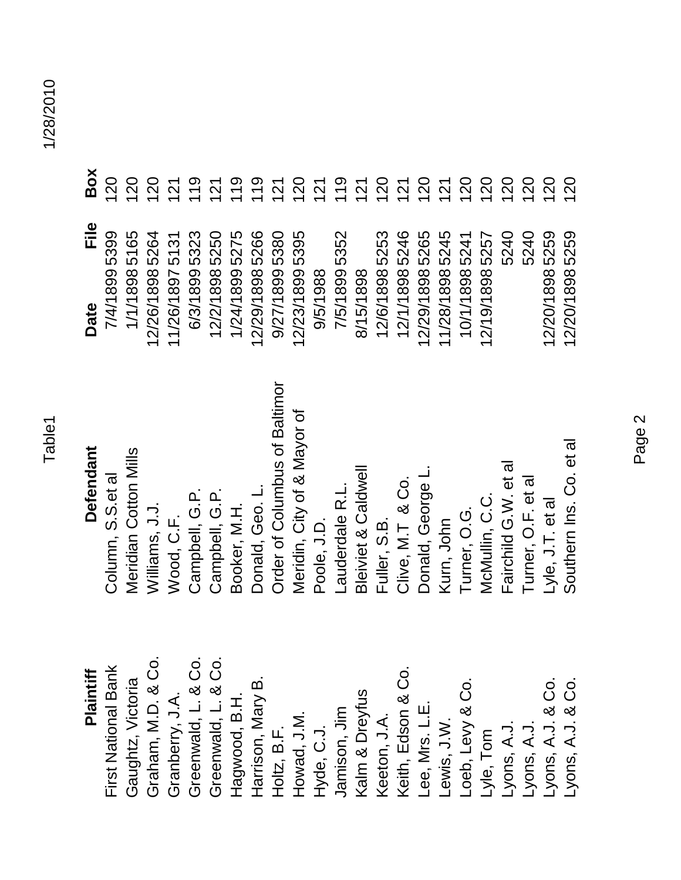| Plaintiff | Defendant | Date | File | Box |
|---|---|---|---|---|
| First National Bank | Column, S.S.et al | 7/4/1899 | 5399 | 120 |
| Gaughtz, Victoria | Meridian Cotton Mills | 1/1/1898 | 5165 | 120 |
| Graham, M.D. & Co. | Williams, J.J. | 12/26/1898 | 5264 | 120 |
| Granberry, J.A. | Wood, C.F. | 11/26/1897 | 5131 | 121 |
| Greenwald, L. & Co. | Campbell, G.P. | 6/3/1899 | 5323 | 119 |
| Greenwald, L. & Co. | Campbell, G.P. | 12/2/1898 | 5250 | 121 |
| Hagwood, B.H. | Booker, M.H. | 1/24/1899 | 5275 | 119 |
| Harrison, Mary B. | Donald, Geo. L. | 12/29/1898 | 5266 | 119 |
| Holtz, B.F. | Order of Columbus of Baltimor | 9/27/1899 | 5380 | 121 |
| Howad, J.M. | Meridin, City of & Mayor of | 12/23/1899 | 5395 | 120 |
| Hyde, C.J. | Poole, J.D. | 9/5/1988 | | 121 |
| Jamison, Jim | Lauderdale R.L. | 7/5/1899 | 5352 | 119 |
| Kalm & Dreyfus | Bleiviet & Caldwell | 8/15/1898 | | 121 |
| Keeton, J.A. | Fuller, S.B. | 12/6/1898 | 5253 | 120 |
| Keith, Edson & Co. | Clive, M.T & Co. | 12/1/1898 | 5246 | 121 |
| Lee, Mrs. L.E. | Donald, George L. | 12/29/1898 | 5265 | 120 |
| Lewis, J.W. | Kurn, John | 11/28/1898 | 5245 | 121 |
| Loeb, Levy & Co. | Turner, O.G. | 10/1/1898 | 5241 | 120 |
| Lyle, Tom | McMullin, C.C. | 12/19/1898 | 5257 | 120 |
| Lyons, A.J. | Fairchild G.W. et al | | 5240 | 120 |
| Lyons, A.J. | Turner, O.F. et al | | 5240 | 120 |
| Lyons, A.J. & Co. | Lyle, J.T. et al | 12/20/1898 | 5259 | 120 |
| Lyons, A.J. & Co. | Southern Ins. Co. et al | 12/20/1898 | 5259 | 120 |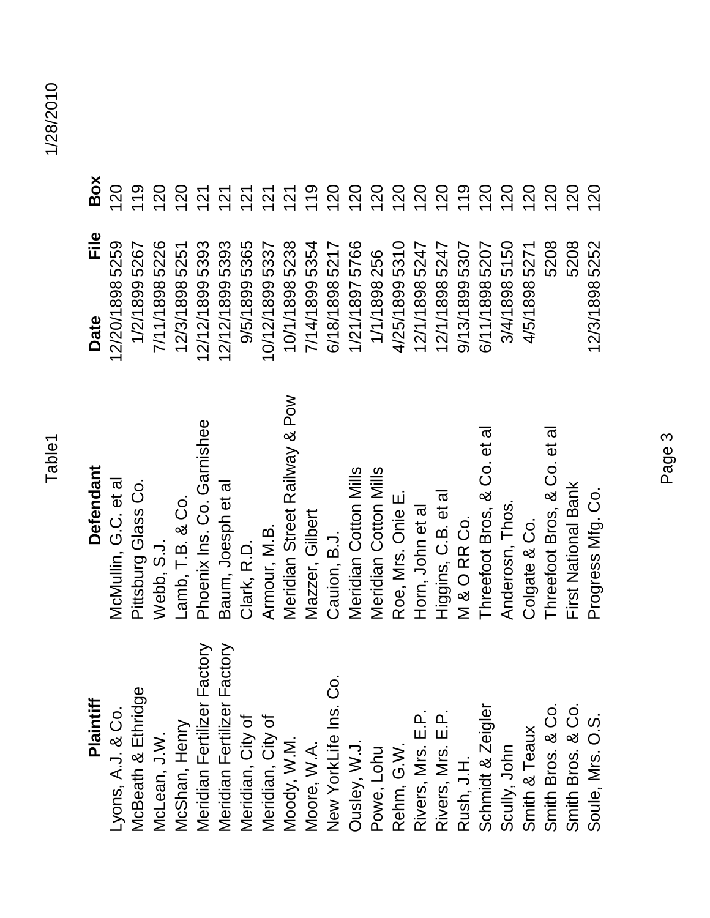| Plaintiff | Defendant | Date | File | Box |
|---|---|---|---|---|
| Lyons, A.J. & Co. | McMullin, G.C. et al | 12/20/1898 | 5259 | 120 |
| McBeath & Ethridge | Pittsburg Glass Co. | 1/2/1899 | 5267 | 119 |
| McLean, J.W. | Webb, S.J. | 7/11/1898 | 5226 | 120 |
| McShan, Henry | Lamb, T.B. & Co. | 12/3/1898 | 5251 | 120 |
| Meridian Fertilizer Factory | Phoenix Ins. Co. Garnishee | 12/12/1899 | 5393 | 121 |
| Meridian Fertilizer Factory | Baum, Joesph et al | 12/12/1899 | 5393 | 121 |
| Meridian, City of | Clark, R.D. | 9/5/1899 | 5365 | 121 |
| Meridian, City of | Armour, M.B. | 10/12/1899 | 5337 | 121 |
| Moody, W.M. | Meridian Street Railway & Pow | 10/1/1898 | 5238 | 121 |
| Moore, W.A. | Mazzer, Gilbert | 7/14/1899 | 5354 | 119 |
| New YorkLife Ins. Co. | Cauion, B.J. | 6/18/1898 | 5217 | 120 |
| Ousley, W.J. | Meridian Cotton Mills | 1/21/1897 | 5766 | 120 |
| Powe, Lohu | Meridian Cotton Mills | 1/1/1898 | 256 | 120 |
| Rehm, G.W. | Roe, Mrs. Onie E. | 4/25/1899 | 5310 | 120 |
| Rivers, Mrs. E.P. | Horn, John et al | 12/1/1898 | 5247 | 120 |
| Rivers, Mrs. E.P. | Higgins, C.B. et al | 12/1/1898 | 5247 | 120 |
| Rush, J.H. | M & O RR Co. | 9/13/1899 | 5307 | 119 |
| Schmidt & Zeigler | Threefoot Bros, & Co. et al | 6/11/1898 | 5207 | 120 |
| Scully, John | Anderosn, Thos. | 3/4/1898 | 5150 | 120 |
| Smith & Teaux | Colgate & Co. | 4/5/1898 | 5271 | 120 |
| Smith Bros. & Co. | Threefoot Bros, & Co. et al | | 5208 | 120 |
| Smith Bros. & Co. | First National Bank | | 5208 | 120 |
| Soule, Mrs. O.S. | Progress Mfg. Co. | 12/3/1898 | 5252 | 120 |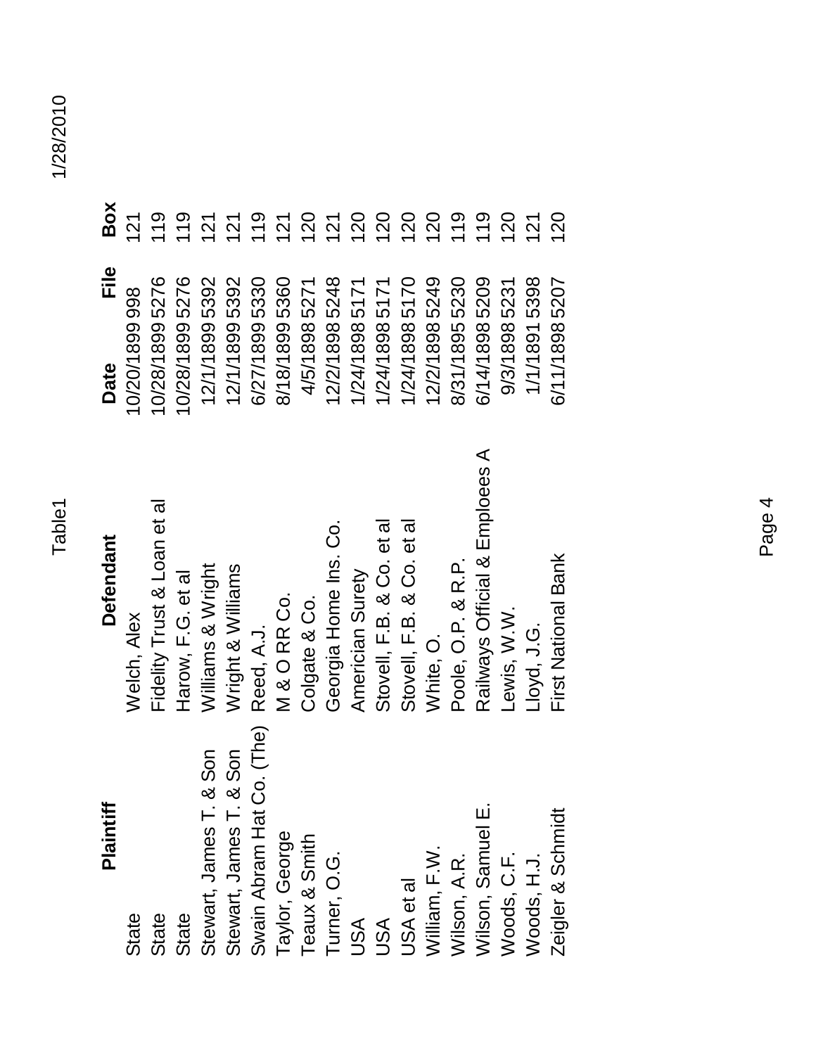| Plaintiff | Defendant | Date | File | Box |
|---|---|---|---|---|
| State | Welch, Alex | 10/20/1899 | 998 | 121 |
| State | Fidelity Trust & Loan et al | 10/28/1899 | 5276 | 119 |
| State | Harow, F.G. et al | 10/28/1899 | 5276 | 119 |
| Stewart, James T. & Son | Williams & Wright | 12/1/1899 | 5392 | 121 |
| Stewart, James T. & Son | Wright & Williams | 12/1/1899 | 5392 | 121 |
| Swain Abram Hat Co. (The) | Reed, A.J. | 6/27/1899 | 5330 | 119 |
| Taylor, George | M & O RR Co. | 8/18/1899 | 5360 | 121 |
| Teaux & Smith | Colgate & Co. | 4/5/1898 | 5271 | 120 |
| Turner, O.G. | Georgia Home Ins. Co. | 12/2/1898 | 5248 | 121 |
| USA | Americian Surety | 1/24/1898 | 5171 | 120 |
| USA | Stovell, F.B. & Co. et al | 1/24/1898 | 5171 | 120 |
| USA et al | Stovell, F.B. & Co. et al | 1/24/1898 | 5170 | 120 |
| William, F.W. | White, O. | 12/2/1898 | 5249 | 120 |
| Wilson, A.R. | Poole, O.P. & R.P. | 8/31/1895 | 5230 | 119 |
| Wilson, Samuel E. | Railways Official & Emploees A | 6/14/1898 | 5209 | 119 |
| Woods, C.F. | Lewis, W.W. | 9/3/1898 | 5231 | 120 |
| Woods, H.J. | Lloyd, J.G. | 1/1/1891 | 5398 | 121 |
| Zeigler & Schmidt | First National Bank | 6/11/1898 | 5207 | 120 |